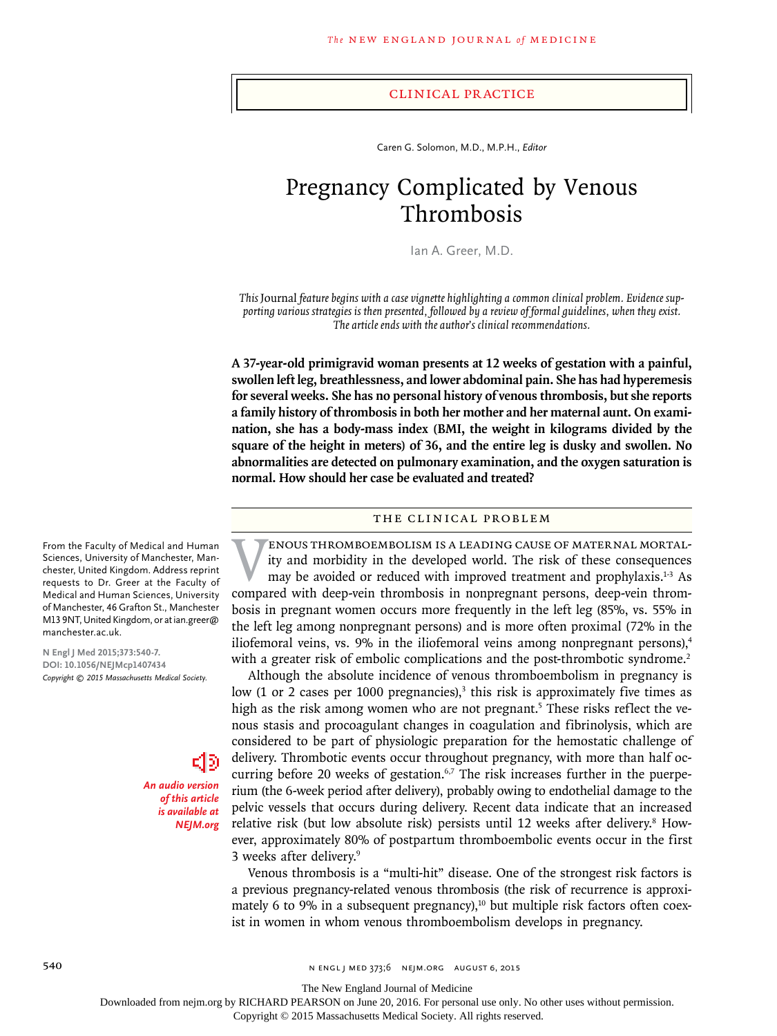## CLINICAL PRACTICE

Caren G. Solomon, M.D., M.P.H., *Editor*

# Pregnancy Complicated by Venous Thrombosis

Ian A. Greer, M.D.

*This* Journal *feature begins with a case vignette highlighting a common clinical problem. Evidence supporting various strategies is then presented, followed by a review of formal guidelines, when they exist. The article ends with the author's clinical recommendations.*

**A 37-year-old primigravid woman presents at 12 weeks of gestation with a painful, swollen left leg, breathlessness, and lower abdominal pain. She has had hyperemesis for several weeks. She has no personal history of venous thrombosis, but she reports a family history of thrombosis in both her mother and her maternal aunt. On examination, she has a body-mass index (BMI, the weight in kilograms divided by the square of the height in meters) of 36, and the entire leg is dusky and swollen. No abnormalities are detected on pulmonary examination, and the oxygen saturation is normal. How should her case be evaluated and treated?**

From the Faculty of Medical and Human Sciences, University of Manchester, Manchester, United Kingdom. Address reprint requests to Dr. Greer at the Faculty of Medical and Human Sciences, University of Manchester, 46 Grafton St., Manchester M13 9NT, United Kingdom, or at ian.greer@manchester.ac.uk.

**N Engl J Med 2015;373:540-7.**
**DOI: 10.1056/NEJMcp1407434**
*Copyright © 2015 Massachusetts Medical Society.*

***An audio version of this article is available at NEJM.org***

## THE CLINICAL PROBLEM

Venous thromboembolism is a leading cause of maternal mortality and morbidity in the developed world. The risk of these consequences may be avoided or reduced with improved treatment and prophylaxis.[1-3] As compared with deep-vein thrombosis in nonpregnant persons, deep-vein thrombosis in pregnant women occurs more frequently in the left leg (85%, vs. 55% in the left leg among nonpregnant persons) and is more often proximal (72% in the iliofemoral veins, vs. 9% in the iliofemoral veins among nonpregnant persons),[4] with a greater risk of embolic complications and the post-thrombotic syndrome.[2]

Although the absolute incidence of venous thromboembolism in pregnancy is low (1 or 2 cases per 1000 pregnancies),[3] this risk is approximately five times as high as the risk among women who are not pregnant.[5] These risks reflect the venous stasis and procoagulant changes in coagulation and fibrinolysis, which are considered to be part of physiologic preparation for the hemostatic challenge of delivery. Thrombotic events occur throughout pregnancy, with more than half occurring before 20 weeks of gestation.[6,7] The risk increases further in the puerperium (the 6-week period after delivery), probably owing to endothelial damage to the pelvic vessels that occurs during delivery. Recent data indicate that an increased relative risk (but low absolute risk) persists until 12 weeks after delivery.[8] However, approximately 80% of postpartum thromboembolic events occur in the first 3 weeks after delivery.[9]

Venous thrombosis is a "multi-hit" disease. One of the strongest risk factors is a previous pregnancy-related venous thrombosis (the risk of recurrence is approximately 6 to 9% in a subsequent pregnancy),[10] but multiple risk factors often coexist in women in whom venous thromboembolism develops in pregnancy.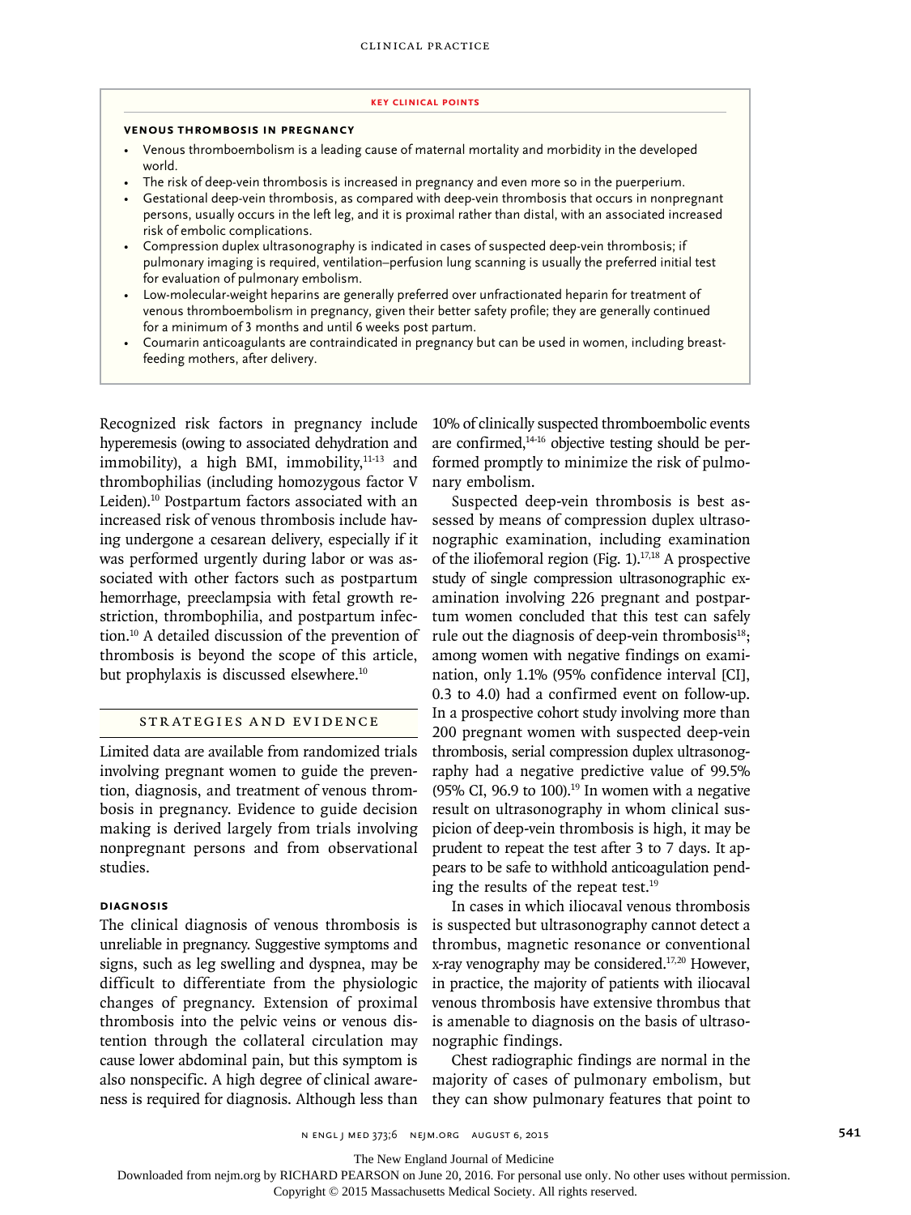## KEY CLINICAL POINTS

### VENOUS THROMBOSIS IN PREGNANCY

- Venous thromboembolism is a leading cause of maternal mortality and morbidity in the developed world.
- The risk of deep-vein thrombosis is increased in pregnancy and even more so in the puerperium.
- Gestational deep-vein thrombosis, as compared with deep-vein thrombosis that occurs in nonpregnant persons, usually occurs in the left leg, and it is proximal rather than distal, with an associated increased risk of embolic complications.
- Compression duplex ultrasonography is indicated in cases of suspected deep-vein thrombosis; if pulmonary imaging is required, ventilation–perfusion lung scanning is usually the preferred initial test for evaluation of pulmonary embolism.
- Low-molecular-weight heparins are generally preferred over unfractionated heparin for treatment of venous thromboembolism in pregnancy, given their better safety profile; they are generally continued for a minimum of 3 months and until 6 weeks post partum.
- Coumarin anticoagulants are contraindicated in pregnancy but can be used in women, including breast-feeding mothers, after delivery.

Recognized risk factors in pregnancy include hyperemesis (owing to associated dehydration and immobility), a high BMI, immobility,[11-13] and thrombophilias (including homozygous factor V Leiden).[10] Postpartum factors associated with an increased risk of venous thrombosis include having undergone a cesarean delivery, especially if it was performed urgently during labor or was associated with other factors such as postpartum hemorrhage, preeclampsia with fetal growth restriction, thrombophilia, and postpartum infection.[10] A detailed discussion of the prevention of thrombosis is beyond the scope of this article, but prophylaxis is discussed elsewhere.[10]

## STRATEGIES AND EVIDENCE

Limited data are available from randomized trials involving pregnant women to guide the prevention, diagnosis, and treatment of venous thrombosis in pregnancy. Evidence to guide decision making is derived largely from trials involving nonpregnant persons and from observational studies.

### DIAGNOSIS

The clinical diagnosis of venous thrombosis is unreliable in pregnancy. Suggestive symptoms and signs, such as leg swelling and dyspnea, may be difficult to differentiate from the physiologic changes of pregnancy. Extension of proximal thrombosis into the pelvic veins or venous distention through the collateral circulation may cause lower abdominal pain, but this symptom is also nonspecific. A high degree of clinical awareness is required for diagnosis. Although less than 10% of clinically suspected thromboembolic events are confirmed,[14-16] objective testing should be performed promptly to minimize the risk of pulmonary embolism.

Suspected deep-vein thrombosis is best assessed by means of compression duplex ultrasonographic examination, including examination of the iliofemoral region (Fig. 1).[17,18] A prospective study of single compression ultrasonographic examination involving 226 pregnant and postpartum women concluded that this test can safely rule out the diagnosis of deep-vein thrombosis[18]; among women with negative findings on examination, only 1.1% (95% confidence interval [CI], 0.3 to 4.0) had a confirmed event on follow-up. In a prospective cohort study involving more than 200 pregnant women with suspected deep-vein thrombosis, serial compression duplex ultrasonography had a negative predictive value of 99.5% (95% CI, 96.9 to 100).[19] In women with a negative result on ultrasonography in whom clinical suspicion of deep-vein thrombosis is high, it may be prudent to repeat the test after 3 to 7 days. It appears to be safe to withhold anticoagulation pending the results of the repeat test.[19]

In cases in which iliocaval venous thrombosis is suspected but ultrasonography cannot detect a thrombus, magnetic resonance or conventional x-ray venography may be considered.[17,20] However, in practice, the majority of patients with iliocaval venous thrombosis have extensive thrombus that is amenable to diagnosis on the basis of ultrasonographic findings.

Chest radiographic findings are normal in the majority of cases of pulmonary embolism, but they can show pulmonary features that point to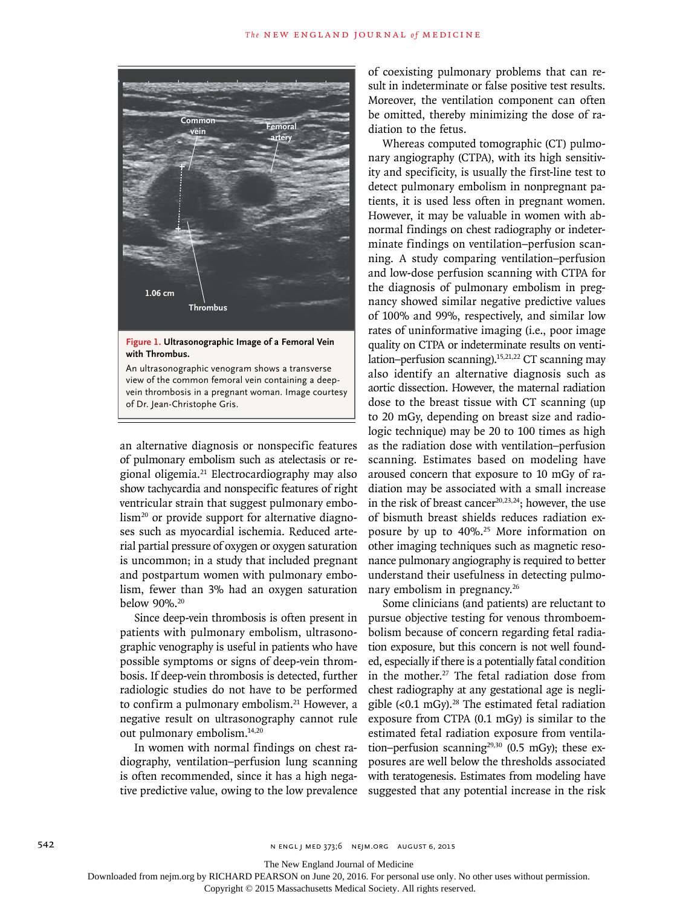Figure 1. **Ultrasonographic Image of a Femoral Vein with Thrombus.**

An ultrasonographic venogram shows a transverse view of the common femoral vein containing a deep-vein thrombosis in a pregnant woman. Image courtesy of Dr. Jean-Christophe Gris.

an alternative diagnosis or nonspecific features of pulmonary embolism such as atelectasis or regional oligemia.[21] Electrocardiography may also show tachycardia and nonspecific features of right ventricular strain that suggest pulmonary embolism[20] or provide support for alternative diagnoses such as myocardial ischemia. Reduced arterial partial pressure of oxygen or oxygen saturation is uncommon; in a study that included pregnant and postpartum women with pulmonary embolism, fewer than 3% had an oxygen saturation below 90%.[20]

Since deep-vein thrombosis is often present in patients with pulmonary embolism, ultrasonographic venography is useful in patients who have possible symptoms or signs of deep-vein thrombosis. If deep-vein thrombosis is detected, further radiologic studies do not have to be performed to confirm a pulmonary embolism.[21] However, a negative result on ultrasonography cannot rule out pulmonary embolism.[14,20]

In women with normal findings on chest radiography, ventilation–perfusion lung scanning is often recommended, since it has a high negative predictive value, owing to the low prevalence of coexisting pulmonary problems that can result in indeterminate or false positive test results. Moreover, the ventilation component can often be omitted, thereby minimizing the dose of radiation to the fetus.

Whereas computed tomographic (CT) pulmonary angiography (CTPA), with its high sensitivity and specificity, is usually the first-line test to detect pulmonary embolism in nonpregnant patients, it is used less often in pregnant women. However, it may be valuable in women with abnormal findings on chest radiography or indeterminate findings on ventilation–perfusion scanning. A study comparing ventilation–perfusion and low-dose perfusion scanning with CTPA for the diagnosis of pulmonary embolism in pregnancy showed similar negative predictive values of 100% and 99%, respectively, and similar low rates of uninformative imaging (i.e., poor image quality on CTPA or indeterminate results on ventilation–perfusion scanning).[15,21,22] CT scanning may also identify an alternative diagnosis such as aortic dissection. However, the maternal radiation dose to the breast tissue with CT scanning (up to 20 mGy, depending on breast size and radiologic technique) may be 20 to 100 times as high as the radiation dose with ventilation–perfusion scanning. Estimates based on modeling have aroused concern that exposure to 10 mGy of radiation may be associated with a small increase in the risk of breast cancer[20,23,24]; however, the use of bismuth breast shields reduces radiation exposure by up to 40%.[25] More information on other imaging techniques such as magnetic resonance pulmonary angiography is required to better understand their usefulness in detecting pulmonary embolism in pregnancy.[26]

Some clinicians (and patients) are reluctant to pursue objective testing for venous thromboembolism because of concern regarding fetal radiation exposure, but this concern is not well founded, especially if there is a potentially fatal condition in the mother.[27] The fetal radiation dose from chest radiography at any gestational age is negligible (<0.1 mGy).[28] The estimated fetal radiation exposure from CTPA (0.1 mGy) is similar to the estimated fetal radiation exposure from ventilation–perfusion scanning[29,30] (0.5 mGy); these exposures are well below the thresholds associated with teratogenesis. Estimates from modeling have suggested that any potential increase in the risk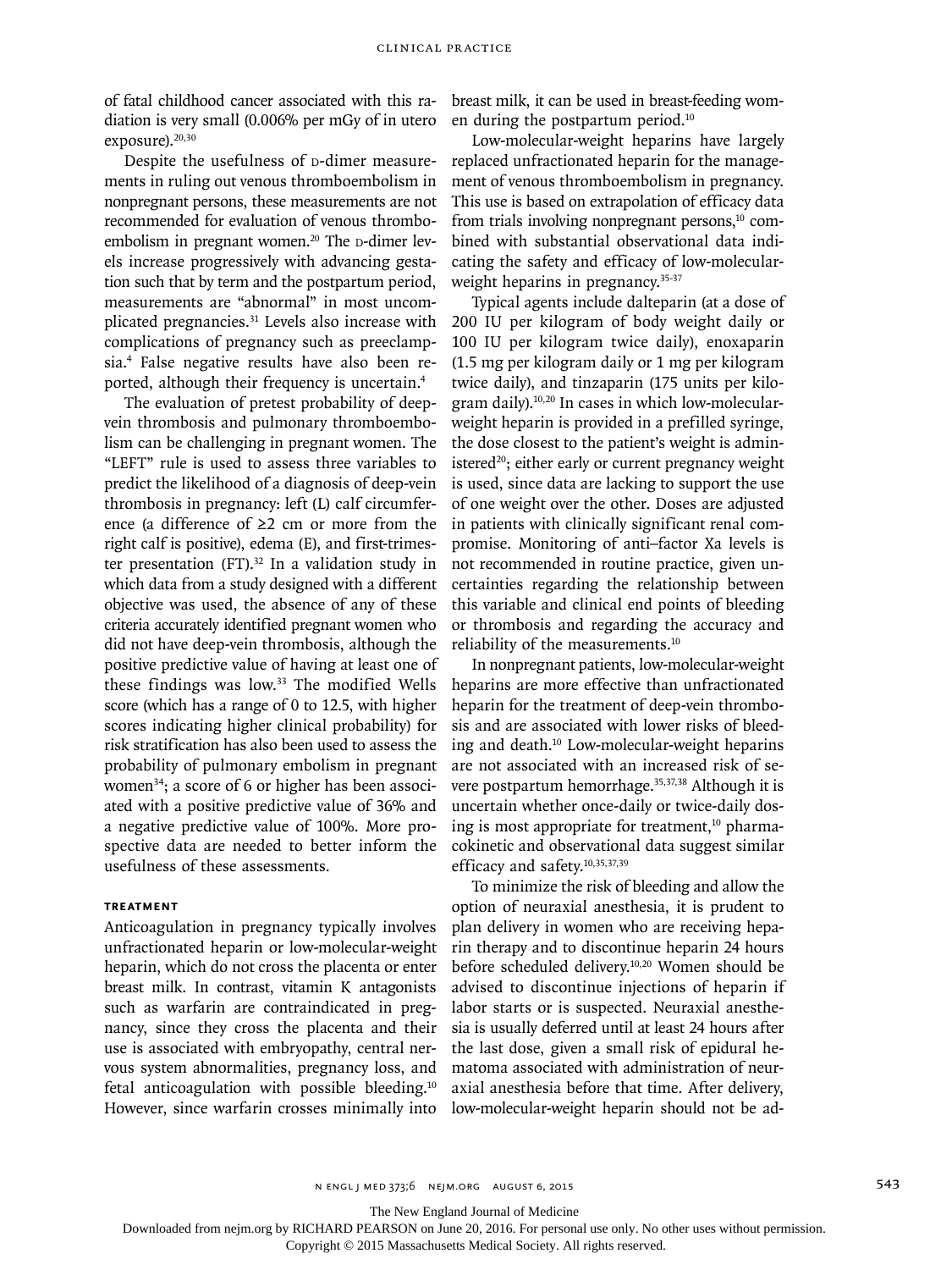of fatal childhood cancer associated with this radiation is very small (0.006% per mGy of in utero exposure).[20,30]

Despite the usefulness of D-dimer measurements in ruling out venous thromboembolism in nonpregnant persons, these measurements are not recommended for evaluation of venous thromboembolism in pregnant women.[20] The D-dimer levels increase progressively with advancing gestation such that by term and the postpartum period, measurements are "abnormal" in most uncomplicated pregnancies.[31] Levels also increase with complications of pregnancy such as preeclampsia.[4] False negative results have also been reported, although their frequency is uncertain.[4]

The evaluation of pretest probability of deep-vein thrombosis and pulmonary thromboembolism can be challenging in pregnant women. The "LEFT" rule is used to assess three variables to predict the likelihood of a diagnosis of deep-vein thrombosis in pregnancy: left (L) calf circumference (a difference of ≥2 cm or more from the right calf is positive), edema (E), and first-trimester presentation (FT).[32] In a validation study in which data from a study designed with a different objective was used, the absence of any of these criteria accurately identified pregnant women who did not have deep-vein thrombosis, although the positive predictive value of having at least one of these findings was low.[33] The modified Wells score (which has a range of 0 to 12.5, with higher scores indicating higher clinical probability) for risk stratification has also been used to assess the probability of pulmonary embolism in pregnant women[34]; a score of 6 or higher has been associated with a positive predictive value of 36% and a negative predictive value of 100%. More prospective data are needed to better inform the usefulness of these assessments.

### TREATMENT

Anticoagulation in pregnancy typically involves unfractionated heparin or low-molecular-weight heparin, which do not cross the placenta or enter breast milk. In contrast, vitamin K antagonists such as warfarin are contraindicated in pregnancy, since they cross the placenta and their use is associated with embryopathy, central nervous system abnormalities, pregnancy loss, and fetal anticoagulation with possible bleeding.[10] However, since warfarin crosses minimally into breast milk, it can be used in breast-feeding women during the postpartum period.[10]

Low-molecular-weight heparins have largely replaced unfractionated heparin for the management of venous thromboembolism in pregnancy. This use is based on extrapolation of efficacy data from trials involving nonpregnant persons,[10] combined with substantial observational data indicating the safety and efficacy of low-molecular-weight heparins in pregnancy.[35-37]

Typical agents include dalteparin (at a dose of 200 IU per kilogram of body weight daily or 100 IU per kilogram twice daily), enoxaparin (1.5 mg per kilogram daily or 1 mg per kilogram twice daily), and tinzaparin (175 units per kilogram daily).[10,20] In cases in which low-molecular-weight heparin is provided in a prefilled syringe, the dose closest to the patient's weight is administered[20]; either early or current pregnancy weight is used, since data are lacking to support the use of one weight over the other. Doses are adjusted in patients with clinically significant renal compromise. Monitoring of anti–factor Xa levels is not recommended in routine practice, given uncertainties regarding the relationship between this variable and clinical end points of bleeding or thrombosis and regarding the accuracy and reliability of the measurements.[10]

In nonpregnant patients, low-molecular-weight heparins are more effective than unfractionated heparin for the treatment of deep-vein thrombosis and are associated with lower risks of bleeding and death.[10] Low-molecular-weight heparins are not associated with an increased risk of severe postpartum hemorrhage.[35,37,38] Although it is uncertain whether once-daily or twice-daily dosing is most appropriate for treatment,[10] pharmacokinetic and observational data suggest similar efficacy and safety.[10,35,37,39]

To minimize the risk of bleeding and allow the option of neuraxial anesthesia, it is prudent to plan delivery in women who are receiving heparin therapy and to discontinue heparin 24 hours before scheduled delivery.[10,20] Women should be advised to discontinue injections of heparin if labor starts or is suspected. Neuraxial anesthesia is usually deferred until at least 24 hours after the last dose, given a small risk of epidural hematoma associated with administration of neuraxial anesthesia before that time. After delivery, low-molecular-weight heparin should not be ad-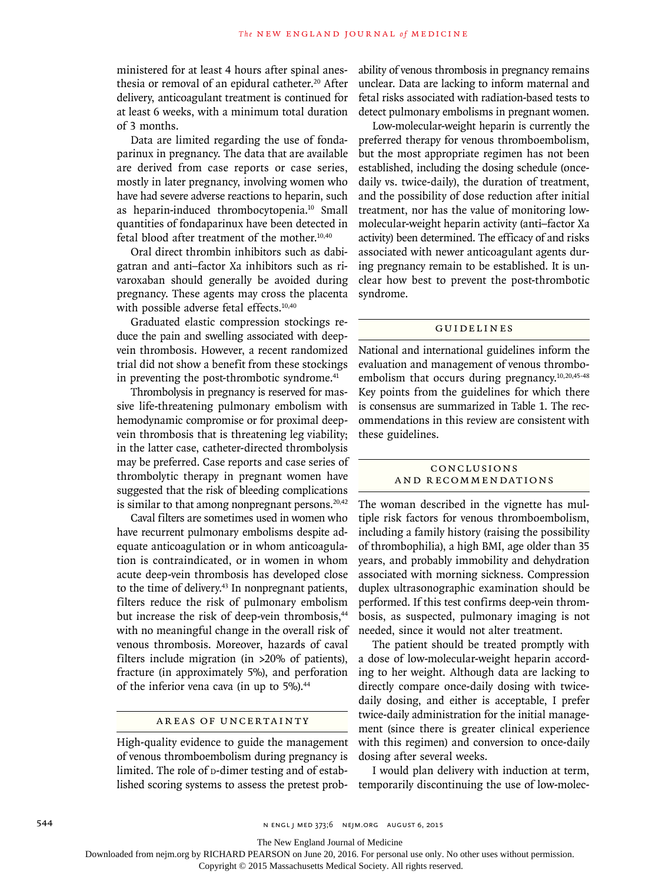ministered for at least 4 hours after spinal anesthesia or removal of an epidural catheter.[20] After delivery, anticoagulant treatment is continued for at least 6 weeks, with a minimum total duration of 3 months.

Data are limited regarding the use of fondaparinux in pregnancy. The data that are available are derived from case reports or case series, mostly in later pregnancy, involving women who have had severe adverse reactions to heparin, such as heparin-induced thrombocytopenia.[10] Small quantities of fondaparinux have been detected in fetal blood after treatment of the mother.[10,40]

Oral direct thrombin inhibitors such as dabigatran and anti–factor Xa inhibitors such as rivaroxaban should generally be avoided during pregnancy. These agents may cross the placenta with possible adverse fetal effects.[10,40]

Graduated elastic compression stockings reduce the pain and swelling associated with deep-vein thrombosis. However, a recent randomized trial did not show a benefit from these stockings in preventing the post-thrombotic syndrome.[41]

Thrombolysis in pregnancy is reserved for massive life-threatening pulmonary embolism with hemodynamic compromise or for proximal deep-vein thrombosis that is threatening leg viability; in the latter case, catheter-directed thrombolysis may be preferred. Case reports and case series of thrombolytic therapy in pregnant women have suggested that the risk of bleeding complications is similar to that among nonpregnant persons.[20,42]

Caval filters are sometimes used in women who have recurrent pulmonary embolisms despite adequate anticoagulation or in whom anticoagulation is contraindicated, or in women in whom acute deep-vein thrombosis has developed close to the time of delivery.[43] In nonpregnant patients, filters reduce the risk of pulmonary embolism but increase the risk of deep-vein thrombosis,[44] with no meaningful change in the overall risk of venous thrombosis. Moreover, hazards of caval filters include migration (in >20% of patients), fracture (in approximately 5%), and perforation of the inferior vena cava (in up to 5%).[44]

## Areas of Uncertainty

High-quality evidence to guide the management of venous thromboembolism during pregnancy is limited. The role of D-dimer testing and of established scoring systems to assess the pretest probability of venous thrombosis in pregnancy remains unclear. Data are lacking to inform maternal and fetal risks associated with radiation-based tests to detect pulmonary embolisms in pregnant women.

Low-molecular-weight heparin is currently the preferred therapy for venous thromboembolism, but the most appropriate regimen has not been established, including the dosing schedule (once-daily vs. twice-daily), the duration of treatment, and the possibility of dose reduction after initial treatment, nor has the value of monitoring low-molecular-weight heparin activity (anti–factor Xa activity) been determined. The efficacy of and risks associated with newer anticoagulant agents during pregnancy remain to be established. It is unclear how best to prevent the post-thrombotic syndrome.

## Guidelines

National and international guidelines inform the evaluation and management of venous thromboembolism that occurs during pregnancy.[10,20,45-48] Key points from the guidelines for which there is consensus are summarized in Table 1. The recommendations in this review are consistent with these guidelines.

## Conclusions and Recommendations

The woman described in the vignette has multiple risk factors for venous thromboembolism, including a family history (raising the possibility of thrombophilia), a high BMI, age older than 35 years, and probably immobility and dehydration associated with morning sickness. Compression duplex ultrasonographic examination should be performed. If this test confirms deep-vein thrombosis, as suspected, pulmonary imaging is not needed, since it would not alter treatment.

The patient should be treated promptly with a dose of low-molecular-weight heparin according to her weight. Although data are lacking to directly compare once-daily dosing with twice-daily dosing, and either is acceptable, I prefer twice-daily administration for the initial management (since there is greater clinical experience with this regimen) and conversion to once-daily dosing after several weeks.

I would plan delivery with induction at term, temporarily discontinuing the use of low-molec-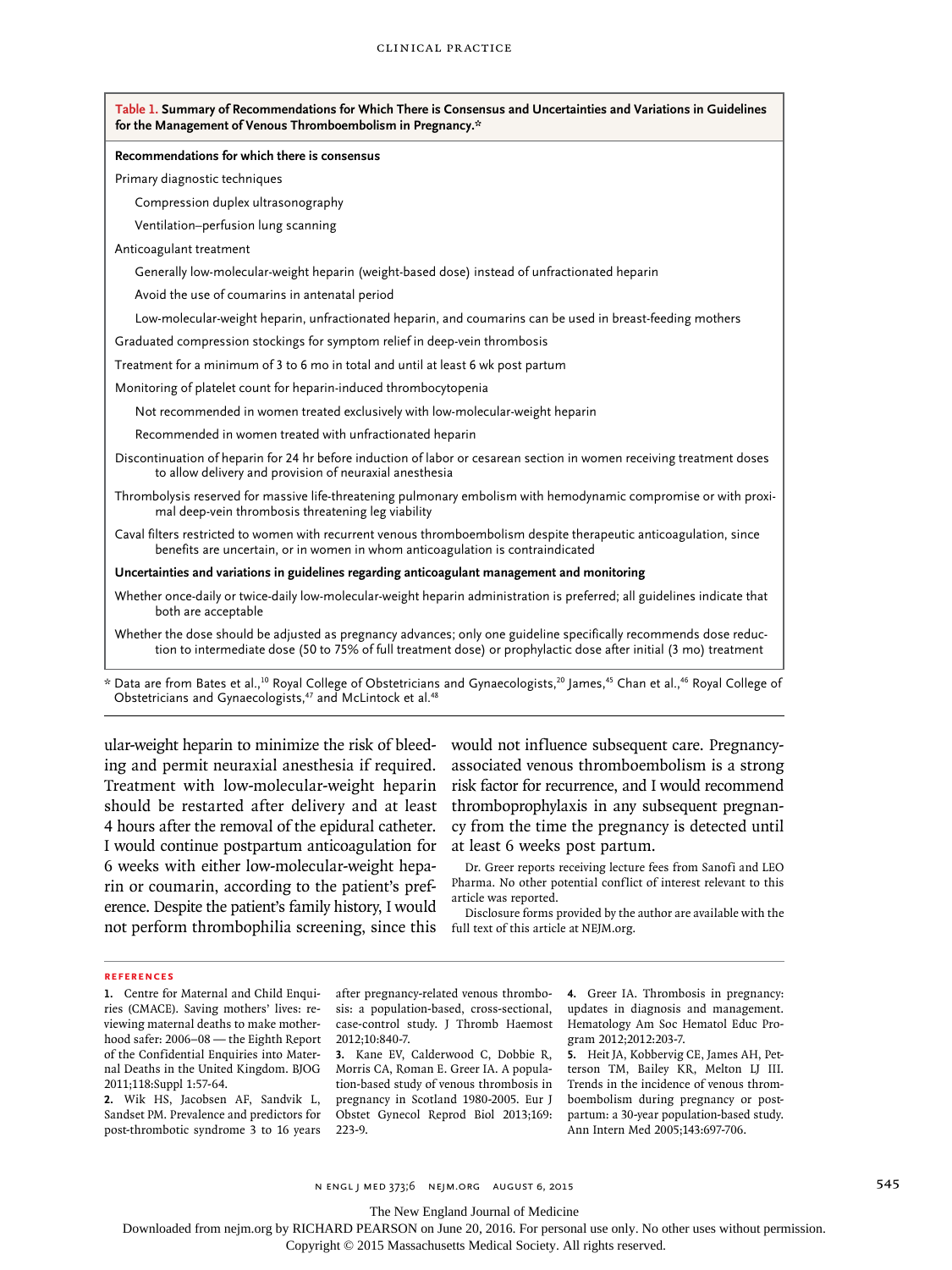**Table 1. Summary of Recommendations for Which There is Consensus and Uncertainties and Variations in Guidelines for the Management of Venous Thromboembolism in Pregnancy.***

| |
|---|
| **Recommendations for which there is consensus** |
| Primary diagnostic techniques |
| Compression duplex ultrasonography |
| Ventilation–perfusion lung scanning |
| Anticoagulant treatment |
| Generally low-molecular-weight heparin (weight-based dose) instead of unfractionated heparin |
| Avoid the use of coumarins in antenatal period |
| Low-molecular-weight heparin, unfractionated heparin, and coumarins can be used in breast-feeding mothers |
| Graduated compression stockings for symptom relief in deep-vein thrombosis |
| Treatment for a minimum of 3 to 6 mo in total and until at least 6 wk post partum |
| Monitoring of platelet count for heparin-induced thrombocytopenia |
| Not recommended in women treated exclusively with low-molecular-weight heparin |
| Recommended in women treated with unfractionated heparin |
| Discontinuation of heparin for 24 hr before induction of labor or cesarean section in women receiving treatment doses to allow delivery and provision of neuraxial anesthesia |
| Thrombolysis reserved for massive life-threatening pulmonary embolism with hemodynamic compromise or with proximal deep-vein thrombosis threatening leg viability |
| Caval filters restricted to women with recurrent venous thromboembolism despite therapeutic anticoagulation, since benefits are uncertain, or in women in whom anticoagulation is contraindicated |
| **Uncertainties and variations in guidelines regarding anticoagulant management and monitoring** |
| Whether once-daily or twice-daily low-molecular-weight heparin administration is preferred; all guidelines indicate that both are acceptable |
| Whether the dose should be adjusted as pregnancy advances; only one guideline specifically recommends dose reduction to intermediate dose (50 to 75% of full treatment dose) or prophylactic dose after initial (3 mo) treatment |

* Data are from Bates et al.,[10] Royal College of Obstetricians and Gynaecologists,[20] James,[45] Chan et al.,[46] Royal College of Obstetricians and Gynaecologists,[47] and McLintock et al.[48]

ular-weight heparin to minimize the risk of bleeding and permit neuraxial anesthesia if required. Treatment with low-molecular-weight heparin should be restarted after delivery and at least 4 hours after the removal of the epidural catheter. I would continue postpartum anticoagulation for 6 weeks with either low-molecular-weight heparin or coumarin, according to the patient's preference. Despite the patient's family history, I would not perform thrombophilia screening, since this would not influence subsequent care. Pregnancy-associated venous thromboembolism is a strong risk factor for recurrence, and I would recommend thromboprophylaxis in any subsequent pregnancy from the time the pregnancy is detected until at least 6 weeks post partum.

Dr. Greer reports receiving lecture fees from Sanofi and LEO Pharma. No other potential conflict of interest relevant to this article was reported.

Disclosure forms provided by the author are available with the full text of this article at NEJM.org.

## References

1. Centre for Maternal and Child Enquiries (CMACE). Saving mothers' lives: reviewing maternal deaths to make motherhood safer: 2006–08 — the Eighth Report of the Confidential Enquiries into Maternal Deaths in the United Kingdom. BJOG 2011;118:Suppl 1:57-64.
2. Wik HS, Jacobsen AF, Sandvik L, Sandset PM. Prevalence and predictors for post-thrombotic syndrome 3 to 16 years after pregnancy-related venous thrombosis: a population-based, cross-sectional, case-control study. J Thromb Haemost 2012;10:840-7.
3. Kane EV, Calderwood C, Dobbie R, Morris CA, Roman E. Greer IA. A population-based study of venous thrombosis in pregnancy in Scotland 1980-2005. Eur J Obstet Gynecol Reprod Biol 2013;169:223-9.
4. Greer IA. Thrombosis in pregnancy: updates in diagnosis and management. Hematology Am Soc Hematol Educ Program 2012;2012:203-7.
5. Heit JA, Kobbervig CE, James AH, Petterson TM, Bailey KR, Melton LJ III. Trends in the incidence of venous thromboembolism during pregnancy or postpartum: a 30-year population-based study. Ann Intern Med 2005;143:697-706.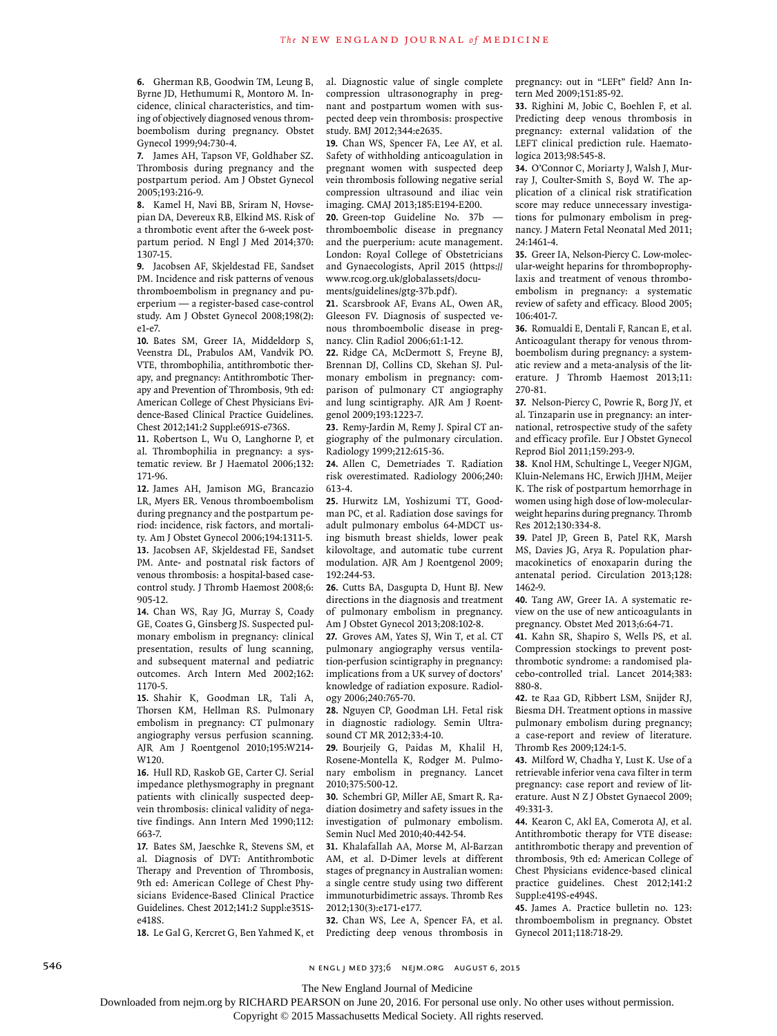6. Gherman RB, Goodwin TM, Leung B, Byrne JD, Hethumumi R, Montoro M. Incidence, clinical characteristics, and timing of objectively diagnosed venous thromboembolism during pregnancy. Obstet Gynecol 1999;94:730-4.

7. James AH, Tapson VF, Goldhaber SZ. Thrombosis during pregnancy and the postpartum period. Am J Obstet Gynecol 2005;193:216-9.

8. Kamel H, Navi BB, Sriram N, Hovsepian DA, Devereux RB, Elkind MS. Risk of a thrombotic event after the 6-week postpartum period. N Engl J Med 2014;370:1307-15.

9. Jacobsen AF, Skjeldestad FE, Sandset PM. Incidence and risk patterns of venous thromboembolism in pregnancy and puerperium — a register-based case-control study. Am J Obstet Gynecol 2008;198(2):e1-e7.

10. Bates SM, Greer IA, Middeldorp S, Veenstra DL, Prabulos AM, Vandvik PO. VTE, thrombophilia, antithrombotic therapy, and pregnancy: Antithrombotic Therapy and Prevention of Thrombosis, 9th ed: American College of Chest Physicians Evidence-Based Clinical Practice Guidelines. Chest 2012;141:2 Suppl:e691S-e736S.

11. Robertson L, Wu O, Langhorne P, et al. Thrombophilia in pregnancy: a systematic review. Br J Haematol 2006;132:171-96.

12. James AH, Jamison MG, Brancazio LR, Myers ER. Venous thromboembolism during pregnancy and the postpartum period: incidence, risk factors, and mortality. Am J Obstet Gynecol 2006;194:1311-5.

13. Jacobsen AF, Skjeldestad FE, Sandset PM. Ante- and postnatal risk factors of venous thrombosis: a hospital-based case-control study. J Thromb Haemost 2008;6:905-12.

14. Chan WS, Ray JG, Murray S, Coady GE, Coates G, Ginsberg JS. Suspected pulmonary embolism in pregnancy: clinical presentation, results of lung scanning, and subsequent maternal and pediatric outcomes. Arch Intern Med 2002;162:1170-5.

15. Shahir K, Goodman LR, Tali A, Thorsen KM, Hellman RS. Pulmonary embolism in pregnancy: CT pulmonary angiography versus perfusion scanning. AJR Am J Roentgenol 2010;195:W214-W120.

16. Hull RD, Raskob GE, Carter CJ. Serial impedance plethysmography in pregnant patients with clinically suspected deep-vein thrombosis: clinical validity of negative findings. Ann Intern Med 1990;112:663-7.

17. Bates SM, Jaeschke R, Stevens SM, et al. Diagnosis of DVT: Antithrombotic Therapy and Prevention of Thrombosis, 9th ed: American College of Chest Physicians Evidence-Based Clinical Practice Guidelines. Chest 2012;141:2 Suppl:e351S-e418S.

18. Le Gal G, Kercret G, Ben Yahmed K, et al. Diagnostic value of single complete compression ultrasonography in pregnant and postpartum women with suspected deep vein thrombosis: prospective study. BMJ 2012;344:e2635.

19. Chan WS, Spencer FA, Lee AY, et al. Safety of withholding anticoagulation in pregnant women with suspected deep vein thrombosis following negative serial compression ultrasound and iliac vein imaging. CMAJ 2013;185:E194-E200.

20. Green-top Guideline No. 37b — thromboembolic disease in pregnancy and the puerperium: acute management. London: Royal College of Obstetricians and Gynaecologists, April 2015 (https://www.rcog.org.uk/globalassets/documents/guidelines/gtg-37b.pdf).

21. Scarsbrook AF, Evans AL, Owen AR, Gleeson FV. Diagnosis of suspected venous thromboembolic disease in pregnancy. Clin Radiol 2006;61:1-12.

22. Ridge CA, McDermott S, Freyne BJ, Brennan DJ, Collins CD, Skehan SJ. Pulmonary embolism in pregnancy: comparison of pulmonary CT angiography and lung scintigraphy. AJR Am J Roentgenol 2009;193:1223-7.

23. Remy-Jardin M, Remy J. Spiral CT angiography of the pulmonary circulation. Radiology 1999;212:615-36.

24. Allen C, Demetriades T. Radiation risk overestimated. Radiology 2006;240:613-4.

25. Hurwitz LM, Yoshizumi TT, Goodman PC, et al. Radiation dose savings for adult pulmonary embolus 64-MDCT using bismuth breast shields, lower peak kilovoltage, and automatic tube current modulation. AJR Am J Roentgenol 2009;192:244-53.

26. Cutts BA, Dasgupta D, Hunt BJ. New directions in the diagnosis and treatment of pulmonary embolism in pregnancy. Am J Obstet Gynecol 2013;208:102-8.

27. Groves AM, Yates SJ, Win T, et al. CT pulmonary angiography versus ventilation-perfusion scintigraphy in pregnancy: implications from a UK survey of doctors' knowledge of radiation exposure. Radiology 2006;240:765-70.

28. Nguyen CP, Goodman LH. Fetal risk in diagnostic radiology. Semin Ultrasound CT MR 2012;33:4-10.

29. Bourjeily G, Paidas M, Khalil H, Rosene-Montella K, Rodger M. Pulmonary embolism in pregnancy. Lancet 2010;375:500-12.

30. Schembri GP, Miller AE, Smart R. Radiation dosimetry and safety issues in the investigation of pulmonary embolism. Semin Nucl Med 2010;40:442-54.

31. Khalafallah AA, Morse M, Al-Barzan AM, et al. D-Dimer levels at different stages of pregnancy in Australian women: a single centre study using two different immunoturbidimetric assays. Thromb Res 2012;130(3):e171-e177.

32. Chan WS, Lee A, Spencer FA, et al. Predicting deep venous thrombosis in pregnancy: out in "LEFt" field? Ann Intern Med 2009;151:85-92.

33. Righini M, Jobic C, Boehlen F, et al. Predicting deep venous thrombosis in pregnancy: external validation of the LEFT clinical prediction rule. Haematologica 2013;98:545-8.

34. O'Connor C, Moriarty J, Walsh J, Murray J, Coulter-Smith S, Boyd W. The application of a clinical risk stratification score may reduce unnecessary investigations for pulmonary embolism in pregnancy. J Matern Fetal Neonatal Med 2011;24:1461-4.

35. Greer IA, Nelson-Piercy C. Low-molecular-weight heparins for thromboprophylaxis and treatment of venous thromboembolism in pregnancy: a systematic review of safety and efficacy. Blood 2005;106:401-7.

36. Romualdi E, Dentali F, Rancan E, et al. Anticoagulant therapy for venous thromboembolism during pregnancy: a systematic review and a meta-analysis of the literature. J Thromb Haemost 2013;11:270-81.

37. Nelson-Piercy C, Powrie R, Borg JY, et al. Tinzaparin use in pregnancy: an international, retrospective study of the safety and efficacy profile. Eur J Obstet Gynecol Reprod Biol 2011;159:293-9.

38. Knol HM, Schultinge L, Veeger NJGM, Kluin-Nelemans HC, Erwich JJHM, Meijer K. The risk of postpartum hemorrhage in women using high dose of low-molecular-weight heparins during pregnancy. Thromb Res 2012;130:334-8.

39. Patel JP, Green B, Patel RK, Marsh MS, Davies JG, Arya R. Population pharmacokinetics of enoxaparin during the antenatal period. Circulation 2013;128:1462-9.

40. Tang AW, Greer IA. A systematic review on the use of new anticoagulants in pregnancy. Obstet Med 2013;6:64-71.

41. Kahn SR, Shapiro S, Wells PS, et al. Compression stockings to prevent post-thrombotic syndrome: a randomised placebo-controlled trial. Lancet 2014;383:880-8.

42. te Raa GD, Ribbert LSM, Snijder RJ, Biesma DH. Treatment options in massive pulmonary embolism during pregnancy; a case-report and review of literature. Thromb Res 2009;124:1-5.

43. Milford W, Chadha Y, Lust K. Use of a retrievable inferior vena cava filter in term pregnancy: case report and review of literature. Aust N Z J Obstet Gynaecol 2009;49:331-3.

44. Kearon C, Akl EA, Comerota AJ, et al. Antithrombotic therapy for VTE disease: antithrombotic therapy and prevention of thrombosis, 9th ed: American College of Chest Physicians evidence-based clinical practice guidelines. Chest 2012;141:2 Suppl:e419S-e494S.

45. James A. Practice bulletin no. 123: thromboembolism in pregnancy. Obstet Gynecol 2011;118:718-29.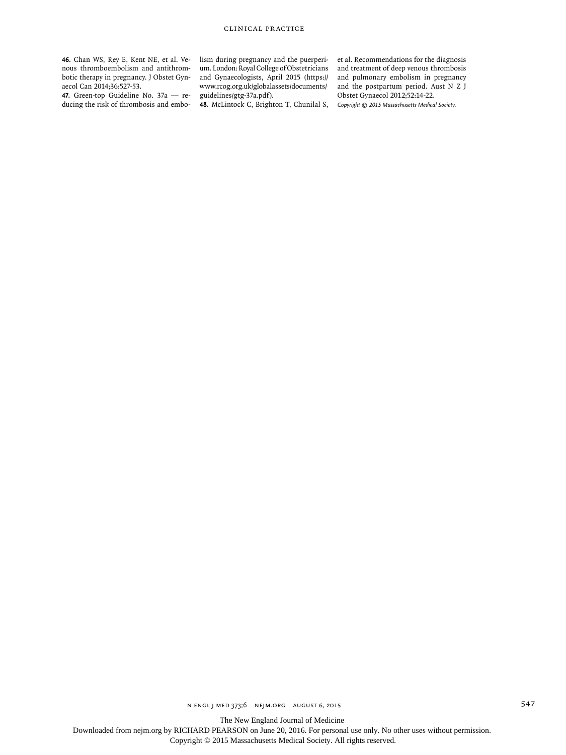46. Chan WS, Rey E, Kent NE, et al. Venous thromboembolism and antithrombotic therapy in pregnancy. J Obstet Gynaecol Can 2014;36:527-53.

47. Green-top Guideline No. 37a — reducing the risk of thrombosis and embolism during pregnancy and the puerperium. London: Royal College of Obstetricians and Gynaecologists, April 2015 (https://www.rcog.org.uk/globalassets/documents/guidelines/gtg-37a.pdf).

48. McLintock C, Brighton T, Chunilal S, et al. Recommendations for the diagnosis and treatment of deep venous thrombosis and pulmonary embolism in pregnancy and the postpartum period. Aust N Z J Obstet Gynaecol 2012;52:14-22.

*Copyright © 2015 Massachusetts Medical Society.*